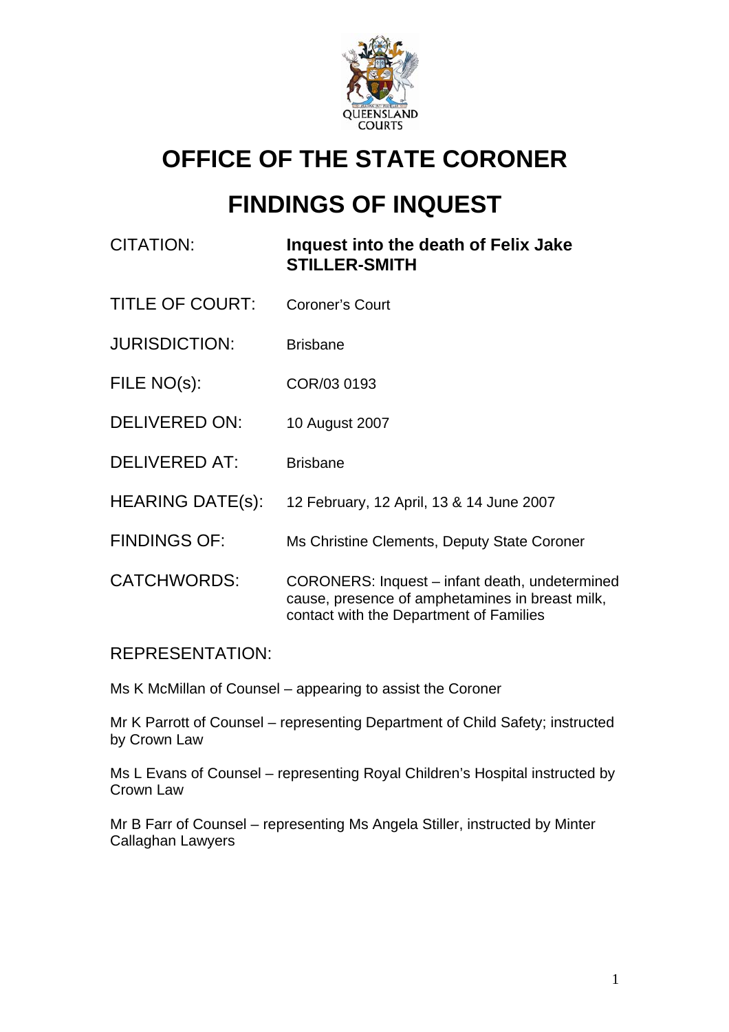# OFFICE OF THE STATE CORONER

# FINDINGS OF INQUEST

| | |
|---|---|
| CITATION: | **Inquest into the death of Felix Jake STILLER-SMITH** |
| TITLE OF COURT: | Coroner's Court |
| JURISDICTION: | Brisbane |
| FILE NO(s): | COR/03 0193 |
| DELIVERED ON: | 10 August 2007 |
| DELIVERED AT: | Brisbane |
| HEARING DATE(s): | 12 February, 12 April, 13 & 14 June 2007 |
| FINDINGS OF: | Ms Christine Clements, Deputy State Coroner |
| CATCHWORDS: | CORONERS: Inquest – infant death, undetermined cause, presence of amphetamines in breast milk, contact with the Department of Families |

REPRESENTATION:

Ms K McMillan of Counsel – appearing to assist the Coroner

Mr K Parrott of Counsel – representing Department of Child Safety; instructed by Crown Law

Ms L Evans of Counsel – representing Royal Children's Hospital instructed by Crown Law

Mr B Farr of Counsel – representing Ms Angela Stiller, instructed by Minter Callaghan Lawyers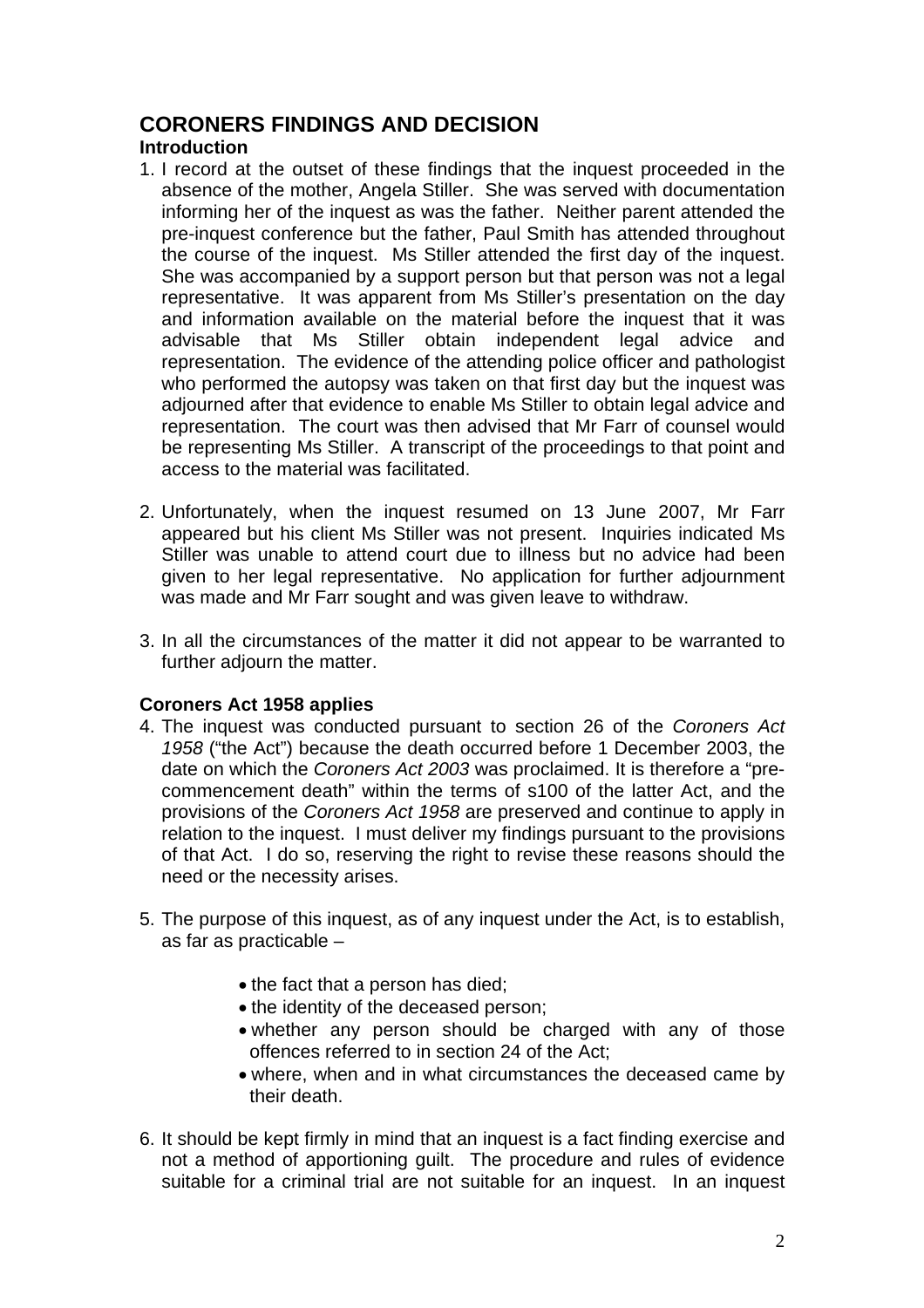# CORONERS FINDINGS AND DECISION

### Introduction

1. I record at the outset of these findings that the inquest proceeded in the absence of the mother, Angela Stiller. She was served with documentation informing her of the inquest as was the father. Neither parent attended the pre-inquest conference but the father, Paul Smith has attended throughout the course of the inquest. Ms Stiller attended the first day of the inquest. She was accompanied by a support person but that person was not a legal representative. It was apparent from Ms Stiller's presentation on the day and information available on the material before the inquest that it was advisable that Ms Stiller obtain independent legal advice and representation. The evidence of the attending police officer and pathologist who performed the autopsy was taken on that first day but the inquest was adjourned after that evidence to enable Ms Stiller to obtain legal advice and representation. The court was then advised that Mr Farr of counsel would be representing Ms Stiller. A transcript of the proceedings to that point and access to the material was facilitated.

2. Unfortunately, when the inquest resumed on 13 June 2007, Mr Farr appeared but his client Ms Stiller was not present. Inquiries indicated Ms Stiller was unable to attend court due to illness but no advice had been given to her legal representative. No application for further adjournment was made and Mr Farr sought and was given leave to withdraw.

3. In all the circumstances of the matter it did not appear to be warranted to further adjourn the matter.

### Coroners Act 1958 applies

4. The inquest was conducted pursuant to section 26 of the *Coroners Act 1958* ("the Act") because the death occurred before 1 December 2003, the date on which the *Coroners Act 2003* was proclaimed. It is therefore a "pre-commencement death" within the terms of s100 of the latter Act, and the provisions of the *Coroners Act 1958* are preserved and continue to apply in relation to the inquest. I must deliver my findings pursuant to the provisions of that Act. I do so, reserving the right to revise these reasons should the need or the necessity arises.

5. The purpose of this inquest, as of any inquest under the Act, is to establish, as far as practicable –

   - the fact that a person has died;
   - the identity of the deceased person;
   - whether any person should be charged with any of those offences referred to in section 24 of the Act;
   - where, when and in what circumstances the deceased came by their death.

6. It should be kept firmly in mind that an inquest is a fact finding exercise and not a method of apportioning guilt. The procedure and rules of evidence suitable for a criminal trial are not suitable for an inquest. In an inquest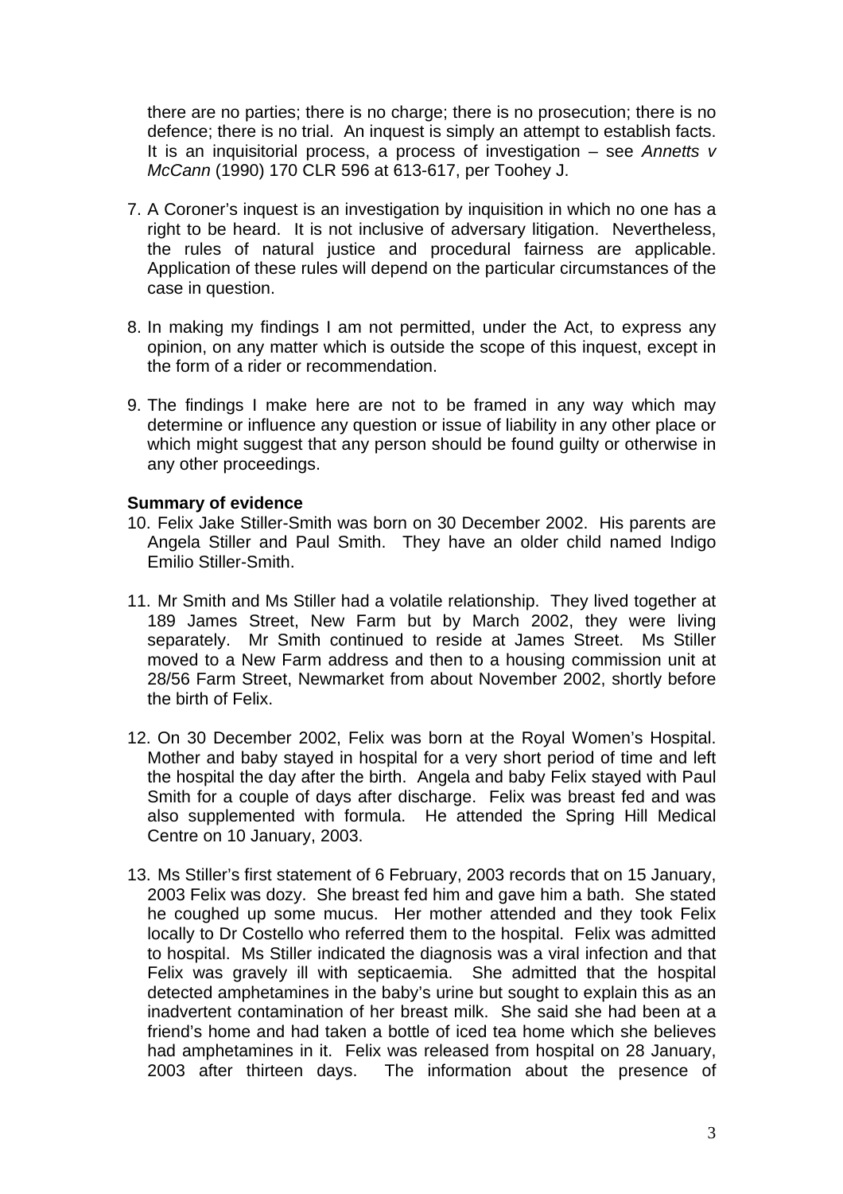there are no parties; there is no charge; there is no prosecution; there is no defence; there is no trial. An inquest is simply an attempt to establish facts. It is an inquisitorial process, a process of investigation – see *Annetts v McCann* (1990) 170 CLR 596 at 613-617, per Toohey J.

7. A Coroner's inquest is an investigation by inquisition in which no one has a right to be heard. It is not inclusive of adversary litigation. Nevertheless, the rules of natural justice and procedural fairness are applicable. Application of these rules will depend on the particular circumstances of the case in question.

8. In making my findings I am not permitted, under the Act, to express any opinion, on any matter which is outside the scope of this inquest, except in the form of a rider or recommendation.

9. The findings I make here are not to be framed in any way which may determine or influence any question or issue of liability in any other place or which might suggest that any person should be found guilty or otherwise in any other proceedings.

**Summary of evidence**

10. Felix Jake Stiller-Smith was born on 30 December 2002. His parents are Angela Stiller and Paul Smith. They have an older child named Indigo Emilio Stiller-Smith.

11. Mr Smith and Ms Stiller had a volatile relationship. They lived together at 189 James Street, New Farm but by March 2002, they were living separately. Mr Smith continued to reside at James Street. Ms Stiller moved to a New Farm address and then to a housing commission unit at 28/56 Farm Street, Newmarket from about November 2002, shortly before the birth of Felix.

12. On 30 December 2002, Felix was born at the Royal Women's Hospital. Mother and baby stayed in hospital for a very short period of time and left the hospital the day after the birth. Angela and baby Felix stayed with Paul Smith for a couple of days after discharge. Felix was breast fed and was also supplemented with formula. He attended the Spring Hill Medical Centre on 10 January, 2003.

13. Ms Stiller's first statement of 6 February, 2003 records that on 15 January, 2003 Felix was dozy. She breast fed him and gave him a bath. She stated he coughed up some mucus. Her mother attended and they took Felix locally to Dr Costello who referred them to the hospital. Felix was admitted to hospital. Ms Stiller indicated the diagnosis was a viral infection and that Felix was gravely ill with septicaemia. She admitted that the hospital detected amphetamines in the baby's urine but sought to explain this as an inadvertent contamination of her breast milk. She said she had been at a friend's home and had taken a bottle of iced tea home which she believes had amphetamines in it. Felix was released from hospital on 28 January, 2003 after thirteen days. The information about the presence of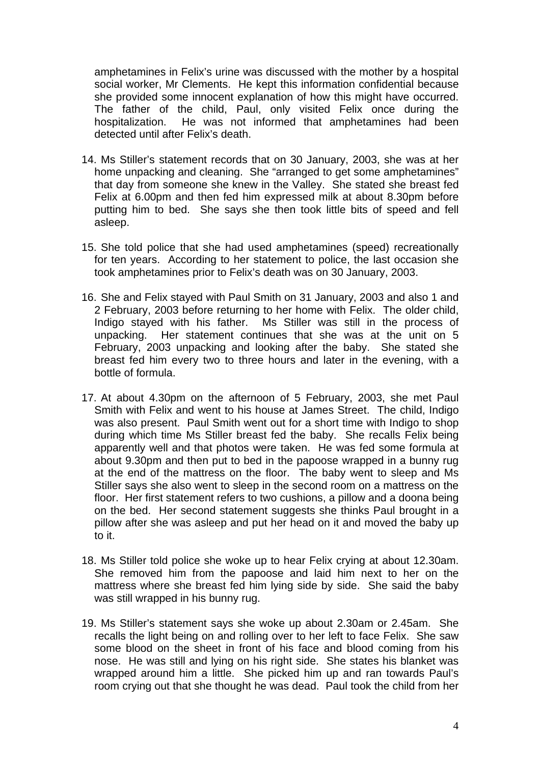amphetamines in Felix's urine was discussed with the mother by a hospital social worker, Mr Clements. He kept this information confidential because she provided some innocent explanation of how this might have occurred. The father of the child, Paul, only visited Felix once during the hospitalization. He was not informed that amphetamines had been detected until after Felix's death.

14. Ms Stiller's statement records that on 30 January, 2003, she was at her home unpacking and cleaning. She "arranged to get some amphetamines" that day from someone she knew in the Valley. She stated she breast fed Felix at 6.00pm and then fed him expressed milk at about 8.30pm before putting him to bed. She says she then took little bits of speed and fell asleep.

15. She told police that she had used amphetamines (speed) recreationally for ten years. According to her statement to police, the last occasion she took amphetamines prior to Felix's death was on 30 January, 2003.

16. She and Felix stayed with Paul Smith on 31 January, 2003 and also 1 and 2 February, 2003 before returning to her home with Felix. The older child, Indigo stayed with his father. Ms Stiller was still in the process of unpacking. Her statement continues that she was at the unit on 5 February, 2003 unpacking and looking after the baby. She stated she breast fed him every two to three hours and later in the evening, with a bottle of formula.

17. At about 4.30pm on the afternoon of 5 February, 2003, she met Paul Smith with Felix and went to his house at James Street. The child, Indigo was also present. Paul Smith went out for a short time with Indigo to shop during which time Ms Stiller breast fed the baby. She recalls Felix being apparently well and that photos were taken. He was fed some formula at about 9.30pm and then put to bed in the papoose wrapped in a bunny rug at the end of the mattress on the floor. The baby went to sleep and Ms Stiller says she also went to sleep in the second room on a mattress on the floor. Her first statement refers to two cushions, a pillow and a doona being on the bed. Her second statement suggests she thinks Paul brought in a pillow after she was asleep and put her head on it and moved the baby up to it.

18. Ms Stiller told police she woke up to hear Felix crying at about 12.30am. She removed him from the papoose and laid him next to her on the mattress where she breast fed him lying side by side. She said the baby was still wrapped in his bunny rug.

19. Ms Stiller's statement says she woke up about 2.30am or 2.45am. She recalls the light being on and rolling over to her left to face Felix. She saw some blood on the sheet in front of his face and blood coming from his nose. He was still and lying on his right side. She states his blanket was wrapped around him a little. She picked him up and ran towards Paul's room crying out that she thought he was dead. Paul took the child from her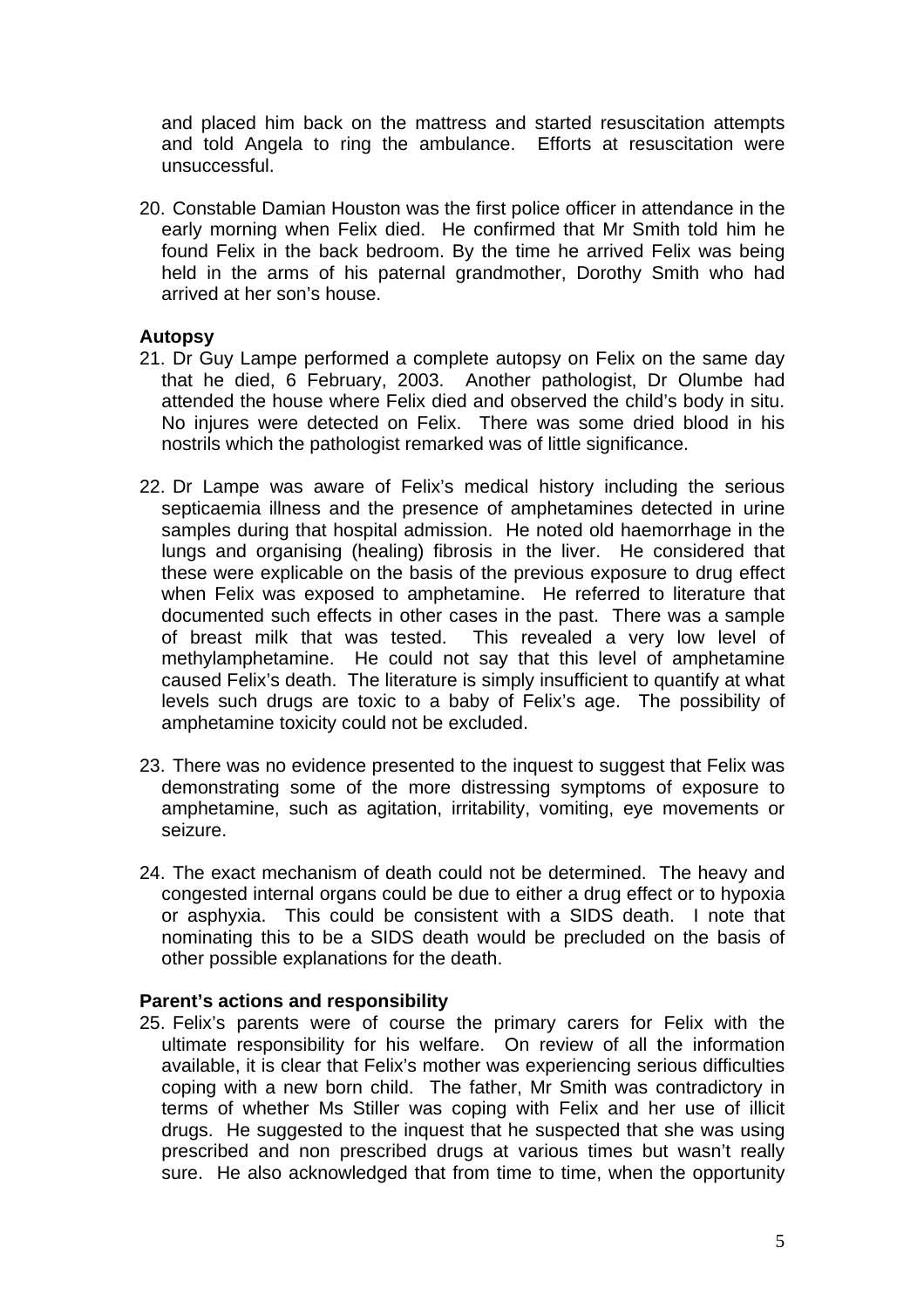and placed him back on the mattress and started resuscitation attempts and told Angela to ring the ambulance. Efforts at resuscitation were unsuccessful.

20. Constable Damian Houston was the first police officer in attendance in the early morning when Felix died. He confirmed that Mr Smith told him he found Felix in the back bedroom. By the time he arrived Felix was being held in the arms of his paternal grandmother, Dorothy Smith who had arrived at her son's house.

**Autopsy**

21. Dr Guy Lampe performed a complete autopsy on Felix on the same day that he died, 6 February, 2003. Another pathologist, Dr Olumbe had attended the house where Felix died and observed the child's body in situ. No injures were detected on Felix. There was some dried blood in his nostrils which the pathologist remarked was of little significance.

22. Dr Lampe was aware of Felix's medical history including the serious septicaemia illness and the presence of amphetamines detected in urine samples during that hospital admission. He noted old haemorrhage in the lungs and organising (healing) fibrosis in the liver. He considered that these were explicable on the basis of the previous exposure to drug effect when Felix was exposed to amphetamine. He referred to literature that documented such effects in other cases in the past. There was a sample of breast milk that was tested. This revealed a very low level of methylamphetamine. He could not say that this level of amphetamine caused Felix's death. The literature is simply insufficient to quantify at what levels such drugs are toxic to a baby of Felix's age. The possibility of amphetamine toxicity could not be excluded.

23. There was no evidence presented to the inquest to suggest that Felix was demonstrating some of the more distressing symptoms of exposure to amphetamine, such as agitation, irritability, vomiting, eye movements or seizure.

24. The exact mechanism of death could not be determined. The heavy and congested internal organs could be due to either a drug effect or to hypoxia or asphyxia. This could be consistent with a SIDS death. I note that nominating this to be a SIDS death would be precluded on the basis of other possible explanations for the death.

**Parent's actions and responsibility**

25. Felix's parents were of course the primary carers for Felix with the ultimate responsibility for his welfare. On review of all the information available, it is clear that Felix's mother was experiencing serious difficulties coping with a new born child. The father, Mr Smith was contradictory in terms of whether Ms Stiller was coping with Felix and her use of illicit drugs. He suggested to the inquest that he suspected that she was using prescribed and non prescribed drugs at various times but wasn't really sure. He also acknowledged that from time to time, when the opportunity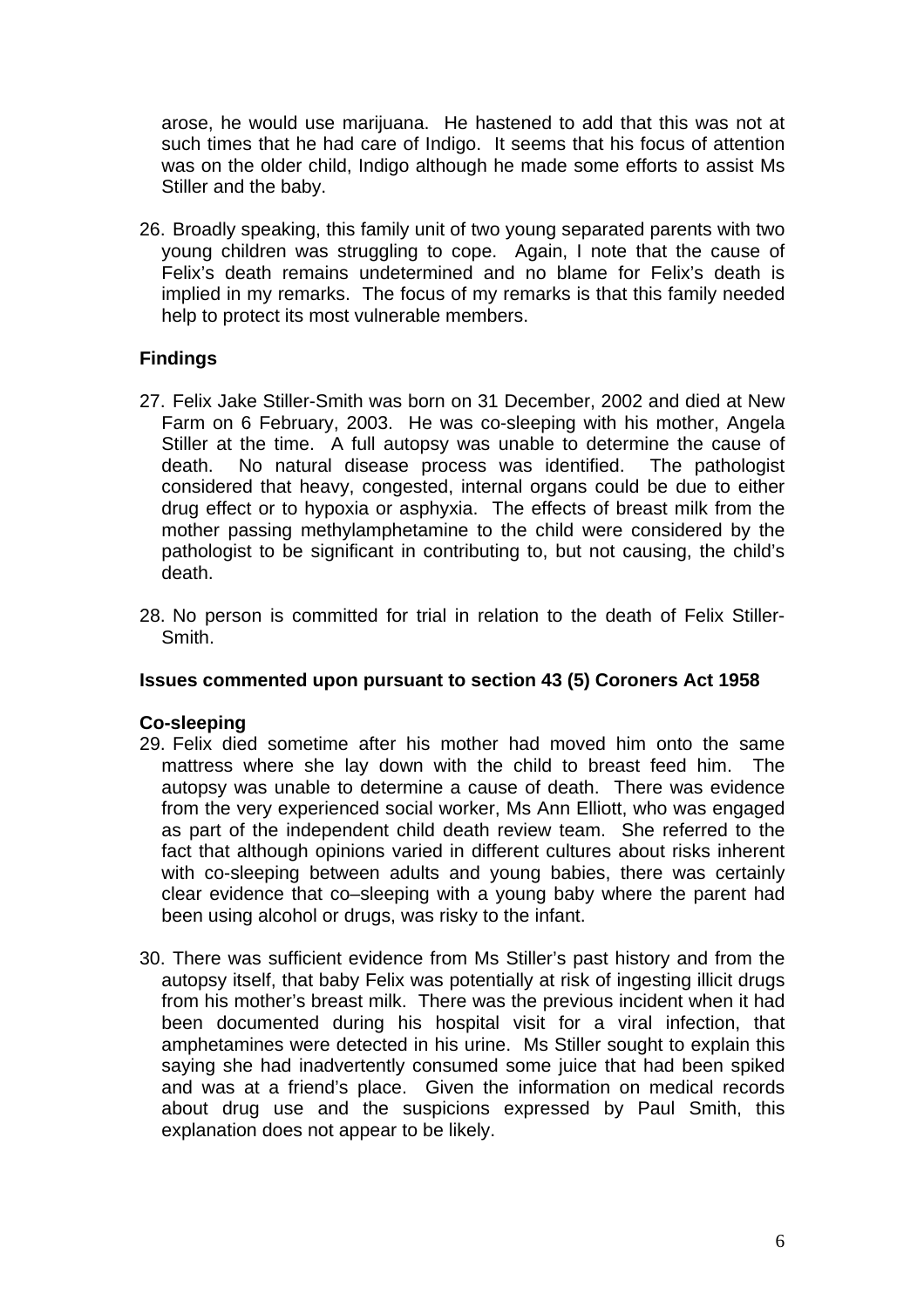arose, he would use marijuana. He hastened to add that this was not at such times that he had care of Indigo. It seems that his focus of attention was on the older child, Indigo although he made some efforts to assist Ms Stiller and the baby.

26. Broadly speaking, this family unit of two young separated parents with two young children was struggling to cope. Again, I note that the cause of Felix's death remains undetermined and no blame for Felix's death is implied in my remarks. The focus of my remarks is that this family needed help to protect its most vulnerable members.

## Findings

27. Felix Jake Stiller-Smith was born on 31 December, 2002 and died at New Farm on 6 February, 2003. He was co-sleeping with his mother, Angela Stiller at the time. A full autopsy was unable to determine the cause of death. No natural disease process was identified. The pathologist considered that heavy, congested, internal organs could be due to either drug effect or to hypoxia or asphyxia. The effects of breast milk from the mother passing methylamphetamine to the child were considered by the pathologist to be significant in contributing to, but not causing, the child's death.

28. No person is committed for trial in relation to the death of Felix Stiller-Smith.

## Issues commented upon pursuant to section 43 (5) Coroners Act 1958

### Co-sleeping

29. Felix died sometime after his mother had moved him onto the same mattress where she lay down with the child to breast feed him. The autopsy was unable to determine a cause of death. There was evidence from the very experienced social worker, Ms Ann Elliott, who was engaged as part of the independent child death review team. She referred to the fact that although opinions varied in different cultures about risks inherent with co-sleeping between adults and young babies, there was certainly clear evidence that co–sleeping with a young baby where the parent had been using alcohol or drugs, was risky to the infant.

30. There was sufficient evidence from Ms Stiller's past history and from the autopsy itself, that baby Felix was potentially at risk of ingesting illicit drugs from his mother's breast milk. There was the previous incident when it had been documented during his hospital visit for a viral infection, that amphetamines were detected in his urine. Ms Stiller sought to explain this saying she had inadvertently consumed some juice that had been spiked and was at a friend's place. Given the information on medical records about drug use and the suspicions expressed by Paul Smith, this explanation does not appear to be likely.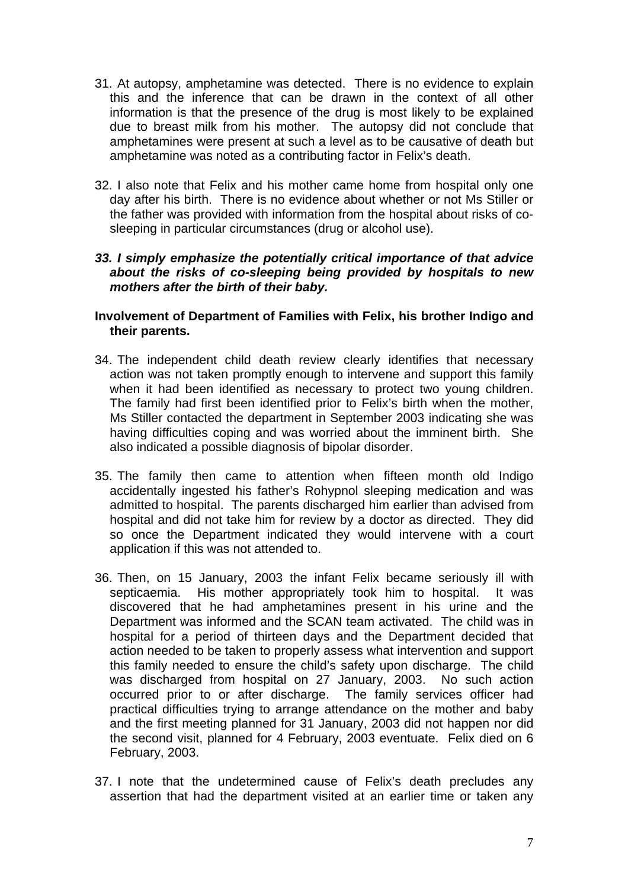31. At autopsy, amphetamine was detected. There is no evidence to explain this and the inference that can be drawn in the context of all other information is that the presence of the drug is most likely to be explained due to breast milk from his mother. The autopsy did not conclude that amphetamines were present at such a level as to be causative of death but amphetamine was noted as a contributing factor in Felix's death.

32. I also note that Felix and his mother came home from hospital only one day after his birth. There is no evidence about whether or not Ms Stiller or the father was provided with information from the hospital about risks of co-sleeping in particular circumstances (drug or alcohol use).

***33. I simply emphasize the potentially critical importance of that advice about the risks of co-sleeping being provided by hospitals to new mothers after the birth of their baby.***

**Involvement of Department of Families with Felix, his brother Indigo and their parents.**

34. The independent child death review clearly identifies that necessary action was not taken promptly enough to intervene and support this family when it had been identified as necessary to protect two young children. The family had first been identified prior to Felix's birth when the mother, Ms Stiller contacted the department in September 2003 indicating she was having difficulties coping and was worried about the imminent birth. She also indicated a possible diagnosis of bipolar disorder.

35. The family then came to attention when fifteen month old Indigo accidentally ingested his father's Rohypnol sleeping medication and was admitted to hospital. The parents discharged him earlier than advised from hospital and did not take him for review by a doctor as directed. They did so once the Department indicated they would intervene with a court application if this was not attended to.

36. Then, on 15 January, 2003 the infant Felix became seriously ill with septicaemia. His mother appropriately took him to hospital. It was discovered that he had amphetamines present in his urine and the Department was informed and the SCAN team activated. The child was in hospital for a period of thirteen days and the Department decided that action needed to be taken to properly assess what intervention and support this family needed to ensure the child's safety upon discharge. The child was discharged from hospital on 27 January, 2003. No such action occurred prior to or after discharge. The family services officer had practical difficulties trying to arrange attendance on the mother and baby and the first meeting planned for 31 January, 2003 did not happen nor did the second visit, planned for 4 February, 2003 eventuate. Felix died on 6 February, 2003.

37. I note that the undetermined cause of Felix's death precludes any assertion that had the department visited at an earlier time or taken any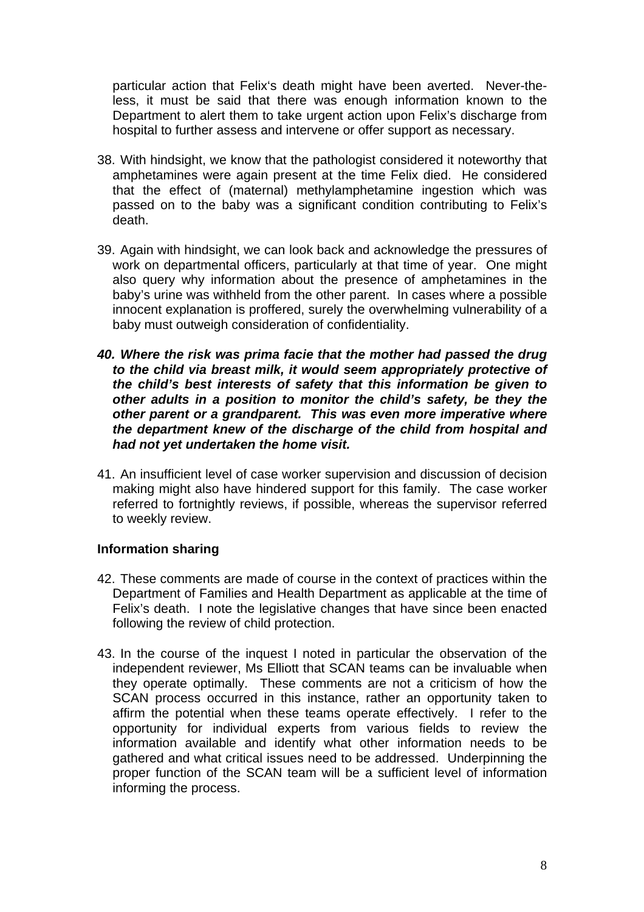particular action that Felix's death might have been averted. Never-the-less, it must be said that there was enough information known to the Department to alert them to take urgent action upon Felix's discharge from hospital to further assess and intervene or offer support as necessary.

38. With hindsight, we know that the pathologist considered it noteworthy that amphetamines were again present at the time Felix died. He considered that the effect of (maternal) methylamphetamine ingestion which was passed on to the baby was a significant condition contributing to Felix's death.

39. Again with hindsight, we can look back and acknowledge the pressures of work on departmental officers, particularly at that time of year. One might also query why information about the presence of amphetamines in the baby's urine was withheld from the other parent. In cases where a possible innocent explanation is proffered, surely the overwhelming vulnerability of a baby must outweigh consideration of confidentiality.

***40. Where the risk was prima facie that the mother had passed the drug to the child via breast milk, it would seem appropriately protective of the child's best interests of safety that this information be given to other adults in a position to monitor the child's safety, be they the other parent or a grandparent. This was even more imperative where the department knew of the discharge of the child from hospital and had not yet undertaken the home visit.***

41. An insufficient level of case worker supervision and discussion of decision making might also have hindered support for this family. The case worker referred to fortnightly reviews, if possible, whereas the supervisor referred to weekly review.

**Information sharing**

42. These comments are made of course in the context of practices within the Department of Families and Health Department as applicable at the time of Felix's death. I note the legislative changes that have since been enacted following the review of child protection.

43. In the course of the inquest I noted in particular the observation of the independent reviewer, Ms Elliott that SCAN teams can be invaluable when they operate optimally. These comments are not a criticism of how the SCAN process occurred in this instance, rather an opportunity taken to affirm the potential when these teams operate effectively. I refer to the opportunity for individual experts from various fields to review the information available and identify what other information needs to be gathered and what critical issues need to be addressed. Underpinning the proper function of the SCAN team will be a sufficient level of information informing the process.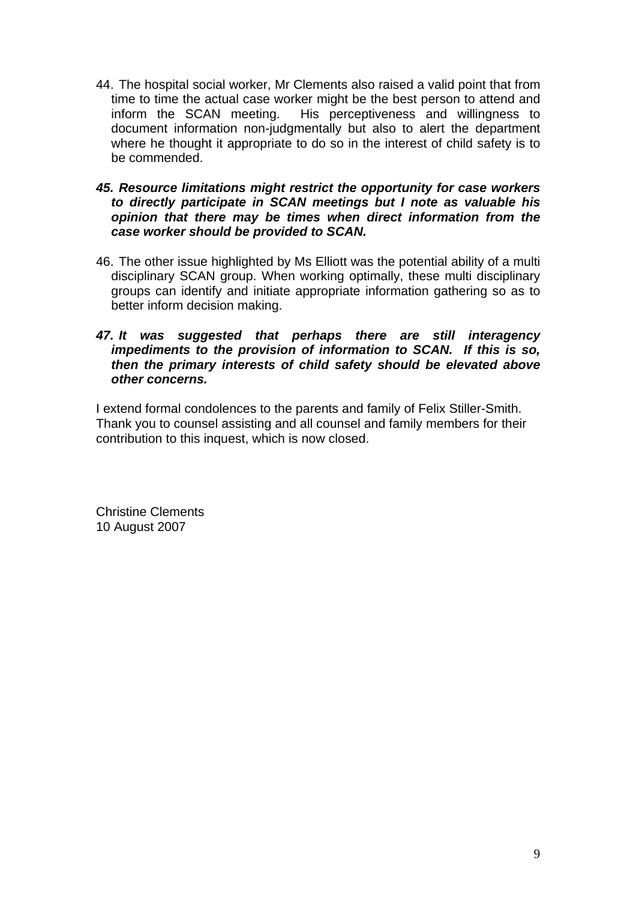44. The hospital social worker, Mr Clements also raised a valid point that from time to time the actual case worker might be the best person to attend and inform the SCAN meeting. His perceptiveness and willingness to document information non-judgmentally but also to alert the department where he thought it appropriate to do so in the interest of child safety is to be commended.

***45. Resource limitations might restrict the opportunity for case workers to directly participate in SCAN meetings but I note as valuable his opinion that there may be times when direct information from the case worker should be provided to SCAN.***

46. The other issue highlighted by Ms Elliott was the potential ability of a multi disciplinary SCAN group. When working optimally, these multi disciplinary groups can identify and initiate appropriate information gathering so as to better inform decision making.

***47. It was suggested that perhaps there are still interagency impediments to the provision of information to SCAN. If this is so, then the primary interests of child safety should be elevated above other concerns.***

I extend formal condolences to the parents and family of Felix Stiller-Smith. Thank you to counsel assisting and all counsel and family members for their contribution to this inquest, which is now closed.

Christine Clements
10 August 2007